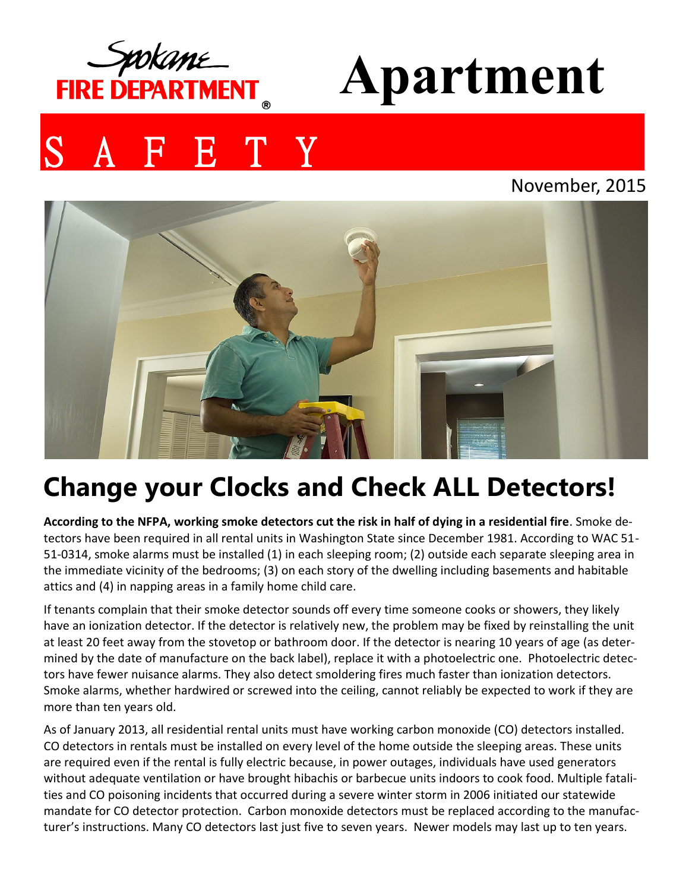Spokane FIRE DEPARTMENT®

# Apartment

# S A F E T Y

November, 2015

## Change your Clocks and Check ALL Detectors!

**According to the NFPA, working smoke detectors cut the risk in half of dying in a residential fire**. Smoke detectors have been required in all rental units in Washington State since December 1981. According to WAC 51-51-0314, smoke alarms must be installed (1) in each sleeping room; (2) outside each separate sleeping area in the immediate vicinity of the bedrooms; (3) on each story of the dwelling including basements and habitable attics and (4) in napping areas in a family home child care.

If tenants complain that their smoke detector sounds off every time someone cooks or showers, they likely have an ionization detector. If the detector is relatively new, the problem may be fixed by reinstalling the unit at least 20 feet away from the stovetop or bathroom door. If the detector is nearing 10 years of age (as determined by the date of manufacture on the back label), replace it with a photoelectric one. Photoelectric detectors have fewer nuisance alarms. They also detect smoldering fires much faster than ionization detectors. Smoke alarms, whether hardwired or screwed into the ceiling, cannot reliably be expected to work if they are more than ten years old.

As of January 2013, all residential rental units must have working carbon monoxide (CO) detectors installed. CO detectors in rentals must be installed on every level of the home outside the sleeping areas. These units are required even if the rental is fully electric because, in power outages, individuals have used generators without adequate ventilation or have brought hibachis or barbecue units indoors to cook food. Multiple fatalities and CO poisoning incidents that occurred during a severe winter storm in 2006 initiated our statewide mandate for CO detector protection. Carbon monoxide detectors must be replaced according to the manufacturer's instructions. Many CO detectors last just five to seven years. Newer models may last up to ten years.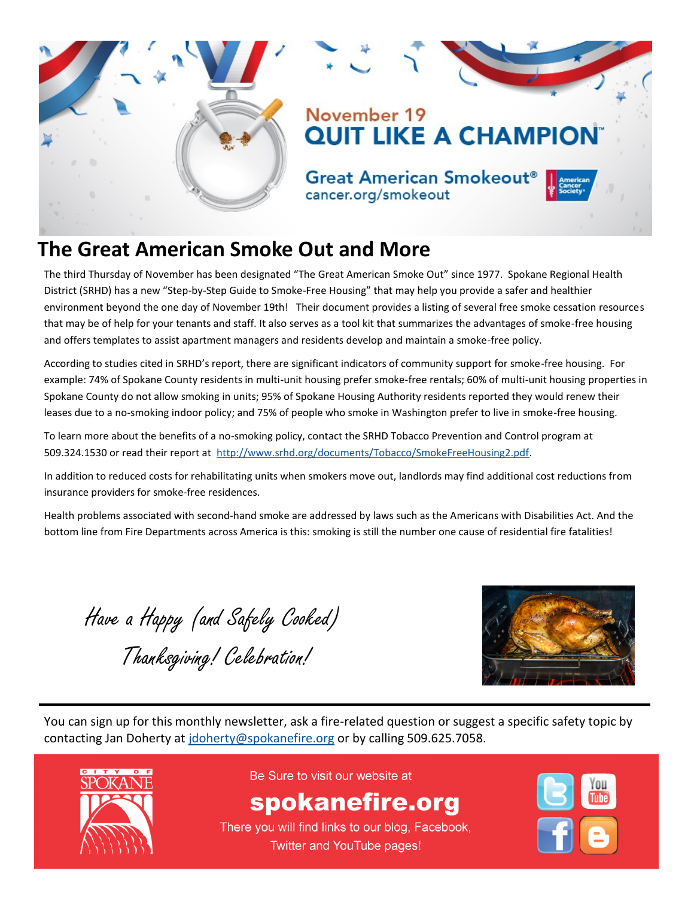November 19

QUIT LIKE A CHAMPION™

Great American Smokeout®

cancer.org/smokeout

## The Great American Smoke Out and More

The third Thursday of November has been designated "The Great American Smoke Out" since 1977. Spokane Regional Health District (SRHD) has a new "Step-by-Step Guide to Smoke-Free Housing" that may help you provide a safer and healthier environment beyond the one day of November 19th! Their document provides a listing of several free smoke cessation resources that may be of help for your tenants and staff. It also serves as a tool kit that summarizes the advantages of smoke-free housing and offers templates to assist apartment managers and residents develop and maintain a smoke-free policy.

According to studies cited in SRHD's report, there are significant indicators of community support for smoke-free housing. For example: 74% of Spokane County residents in multi-unit housing prefer smoke-free rentals; 60% of multi-unit housing properties in Spokane County do not allow smoking in units; 95% of Spokane Housing Authority residents reported they would renew their leases due to a no-smoking indoor policy; and 75% of people who smoke in Washington prefer to live in smoke-free housing.

To learn more about the benefits of a no-smoking policy, contact the SRHD Tobacco Prevention and Control program at 509.324.1530 or read their report at http://www.srhd.org/documents/Tobacco/SmokeFreeHousing2.pdf.

In addition to reduced costs for rehabilitating units when smokers move out, landlords may find additional cost reductions from insurance providers for smoke-free residences.

Health problems associated with second-hand smoke are addressed by laws such as the Americans with Disabilities Act. And the bottom line from Fire Departments across America is this: smoking is still the number one cause of residential fire fatalities!

*Have a Happy (and Safely Cooked) Thanksgiving! Celebration!*

---

You can sign up for this monthly newsletter, ask a fire-related question or suggest a specific safety topic by contacting Jan Doherty at jdoherty@spokanefire.org or by calling 509.625.7058.

Be Sure to visit our website at

**spokanefire.org**

There you will find links to our blog, Facebook, Twitter and YouTube pages!